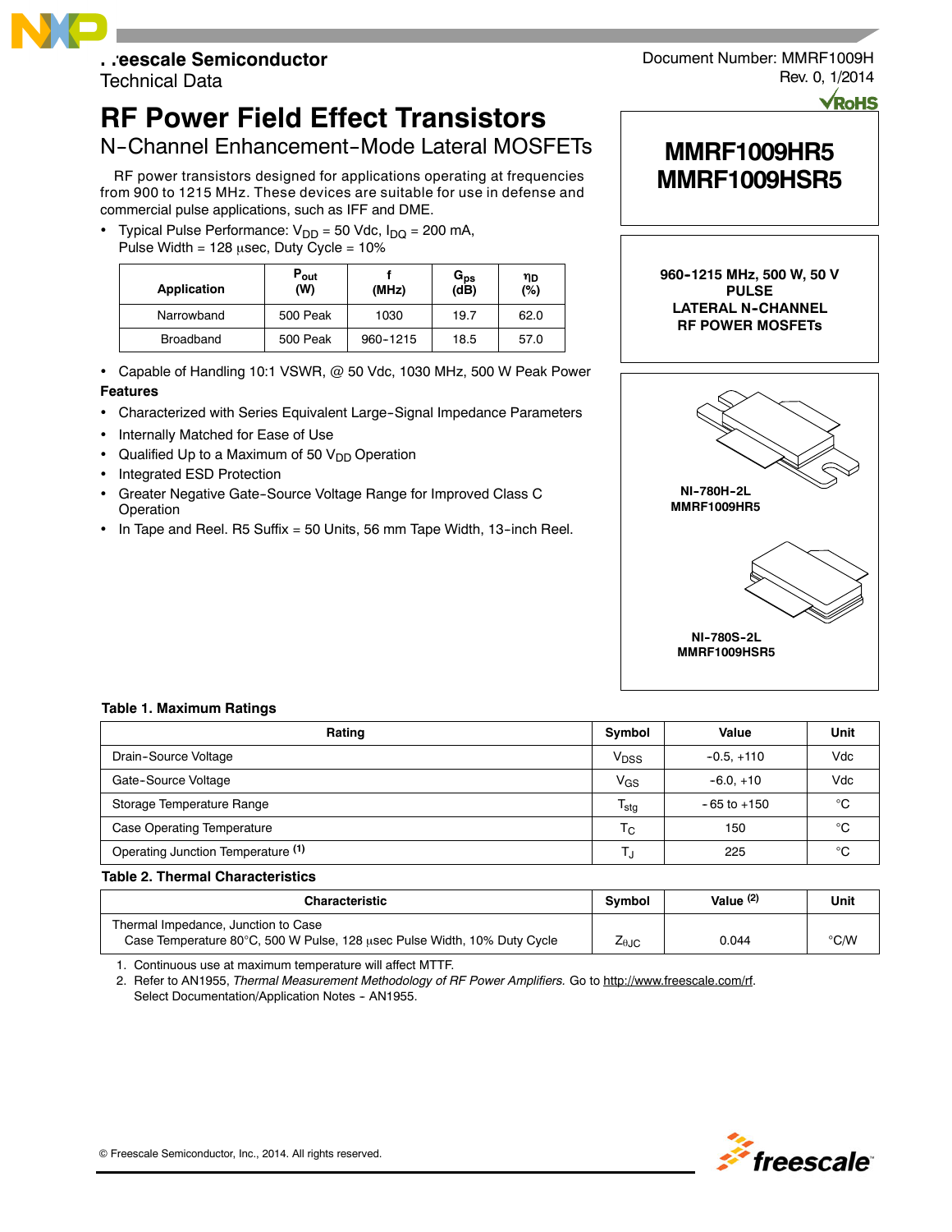Freescale Semiconductor
Technical Data

Document Number: MMRF1009H
Rev. 0, 1/2014

# RF Power Field Effect Transistors

## N-Channel Enhancement-Mode Lateral MOSFETs

RF power transistors designed for applications operating at frequencies from 900 to 1215 MHz. These devices are suitable for use in defense and commercial pulse applications, such as IFF and DME.

- Typical Pulse Performance: $V_{DD}$ = 50 Vdc, $I_{DQ}$ = 200 mA, Pulse Width = 128 μsec, Duty Cycle = 10%

| Application | $P_{out}$ (W) | f (MHz) | $G_{ps}$ (dB) | $\eta_D$ (%) |
|---|---|---|---|---|
| Narrowband | 500 Peak | 1030 | 19.7 | 62.0 |
| Broadband | 500 Peak | 960-1215 | 18.5 | 57.0 |

- Capable of Handling 10:1 VSWR, @ 50 Vdc, 1030 MHz, 500 W Peak Power

**Features**

- Characterized with Series Equivalent Large-Signal Impedance Parameters
- Internally Matched for Ease of Use
- Qualified Up to a Maximum of 50 $V_{DD}$ Operation
- Integrated ESD Protection
- Greater Negative Gate-Source Voltage Range for Improved Class C Operation
- In Tape and Reel. R5 Suffix = 50 Units, 56 mm Tape Width, 13-inch Reel.

**MMRF1009HR5**
**MMRF1009HSR5**

**960-1215 MHz, 500 W, 50 V PULSE LATERAL N-CHANNEL RF POWER MOSFETs**

**NI-780H-2L**
**MMRF1009HR5**

**NI-780S-2L**
**MMRF1009HSR5**

**Table 1. Maximum Ratings**

| Rating | Symbol | Value | Unit |
|---|---|---|---|
| Drain-Source Voltage | $V_{DSS}$ | -0.5, +110 | Vdc |
| Gate-Source Voltage | $V_{GS}$ | -6.0, +10 | Vdc |
| Storage Temperature Range | $T_{stg}$ | - 65 to +150 | °C |
| Case Operating Temperature | $T_C$ | 150 | °C |
| Operating Junction Temperature (1) | $T_J$ | 225 | °C |

**Table 2. Thermal Characteristics**

| Characteristic | Symbol | Value (2) | Unit |
|---|---|---|---|
| Thermal Impedance, Junction to Case<br>Case Temperature 80°C, 500 W Pulse, 128 μsec Pulse Width, 10% Duty Cycle | $Z_{\theta JC}$ | 0.044 | °C/W |

1. Continuous use at maximum temperature will affect MTTF.
2. Refer to AN1955, *Thermal Measurement Methodology of RF Power Amplifiers.* Go to http://www.freescale.com/rf. Select Documentation/Application Notes - AN1955.

© Freescale Semiconductor, Inc., 2014. All rights reserved.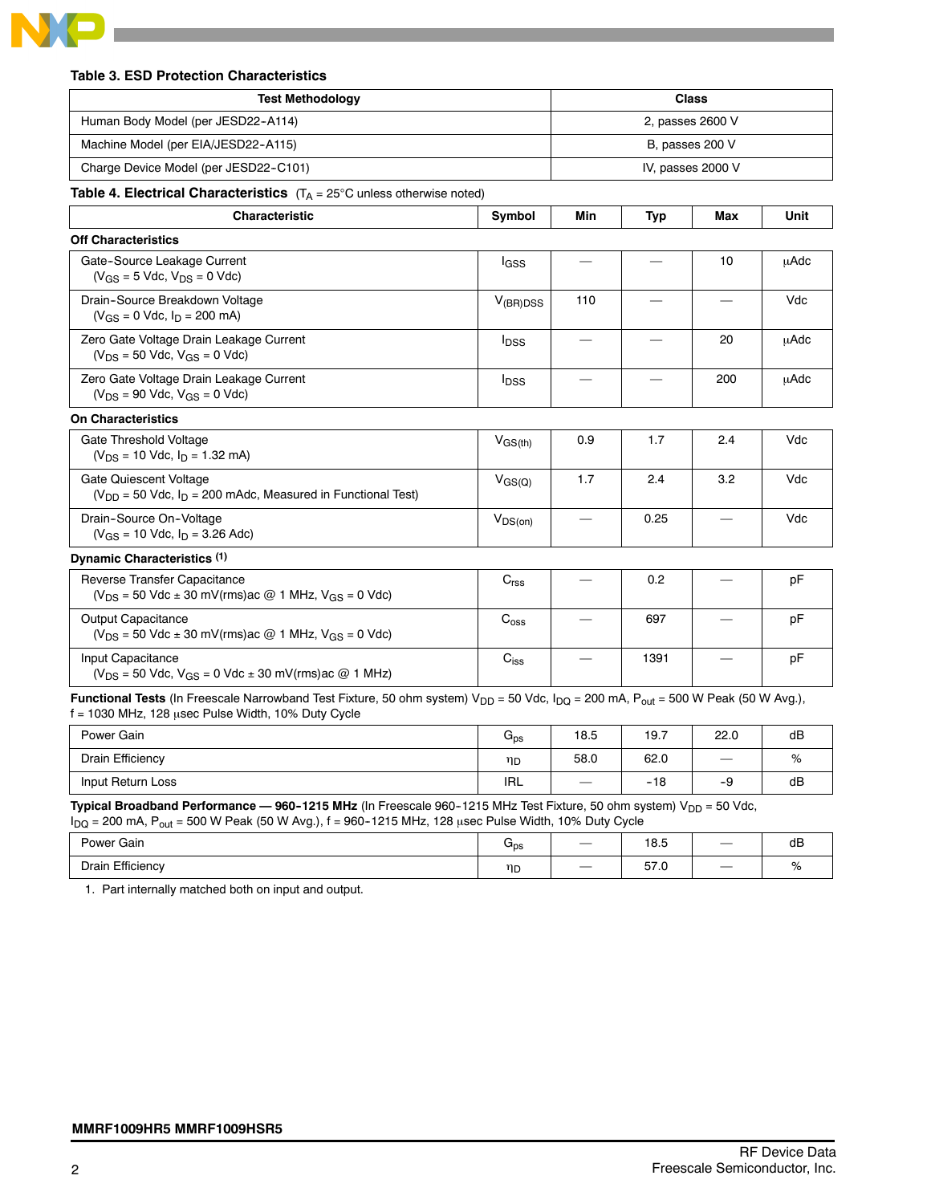**Table 3. ESD Protection Characteristics**

| Test Methodology | Class |
|---|---|
| Human Body Model (per JESD22-A114) | 2, passes 2600 V |
| Machine Model (per EIA/JESD22-A115) | B, passes 200 V |
| Charge Device Model (per JESD22-C101) | IV, passes 2000 V |

**Table 4. Electrical Characteristics** ($T_A$ = 25°C unless otherwise noted)

| Characteristic | Symbol | Min | Typ | Max | Unit |
|---|---|---|---|---|---|
| **Off Characteristics** | | | | | |
| Gate-Source Leakage Current ($V_{GS}$ = 5 Vdc, $V_{DS}$ = 0 Vdc) | $I_{GSS}$ | — | — | 10 | μAdc |
| Drain-Source Breakdown Voltage ($V_{GS}$ = 0 Vdc, $I_D$ = 200 mA) | $V_{(BR)DSS}$ | 110 | — | — | Vdc |
| Zero Gate Voltage Drain Leakage Current ($V_{DS}$ = 50 Vdc, $V_{GS}$ = 0 Vdc) | $I_{DSS}$ | — | — | 20 | μAdc |
| Zero Gate Voltage Drain Leakage Current ($V_{DS}$ = 90 Vdc, $V_{GS}$ = 0 Vdc) | $I_{DSS}$ | — | — | 200 | μAdc |
| **On Characteristics** | | | | | |
| Gate Threshold Voltage ($V_{DS}$ = 10 Vdc, $I_D$ = 1.32 mA) | $V_{GS(th)}$ | 0.9 | 1.7 | 2.4 | Vdc |
| Gate Quiescent Voltage ($V_{DD}$ = 50 Vdc, $I_D$ = 200 mAdc, Measured in Functional Test) | $V_{GS(Q)}$ | 1.7 | 2.4 | 3.2 | Vdc |
| Drain-Source On-Voltage ($V_{GS}$ = 10 Vdc, $I_D$ = 3.26 Adc) | $V_{DS(on)}$ | — | 0.25 | — | Vdc |
| **Dynamic Characteristics** (1) | | | | | |
| Reverse Transfer Capacitance ($V_{DS}$ = 50 Vdc ± 30 mV(rms)ac @ 1 MHz, $V_{GS}$ = 0 Vdc) | $C_{rss}$ | — | 0.2 | — | pF |
| Output Capacitance ($V_{DS}$ = 50 Vdc ± 30 mV(rms)ac @ 1 MHz, $V_{GS}$ = 0 Vdc) | $C_{oss}$ | — | 697 | — | pF |
| Input Capacitance ($V_{DS}$ = 50 Vdc, $V_{GS}$ = 0 Vdc ± 30 mV(rms)ac @ 1 MHz) | $C_{iss}$ | — | 1391 | — | pF |

**Functional Tests** (In Freescale Narrowband Test Fixture, 50 ohm system) $V_{DD}$ = 50 Vdc, $I_{DQ}$ = 200 mA, $P_{out}$ = 500 W Peak (50 W Avg.), f = 1030 MHz, 128 μsec Pulse Width, 10% Duty Cycle

| Characteristic | Symbol | Min | Typ | Max | Unit |
|---|---|---|---|---|---|
| Power Gain | $G_{ps}$ | 18.5 | 19.7 | 22.0 | dB |
| Drain Efficiency | $\eta_D$ | 58.0 | 62.0 | — | % |
| Input Return Loss | IRL | — | -18 | -9 | dB |

**Typical Broadband Performance — 960-1215 MHz** (In Freescale 960-1215 MHz Test Fixture, 50 ohm system) $V_{DD}$ = 50 Vdc, $I_{DQ}$ = 200 mA, $P_{out}$ = 500 W Peak (50 W Avg.), f = 960-1215 MHz, 128 μsec Pulse Width, 10% Duty Cycle

| Characteristic | Symbol | Min | Typ | Max | Unit |
|---|---|---|---|---|---|
| Power Gain | $G_{ps}$ | — | 18.5 | — | dB |
| Drain Efficiency | $\eta_D$ | — | 57.0 | — | % |

1. Part internally matched both on input and output.

MMRF1009HR5 MMRF1009HSR5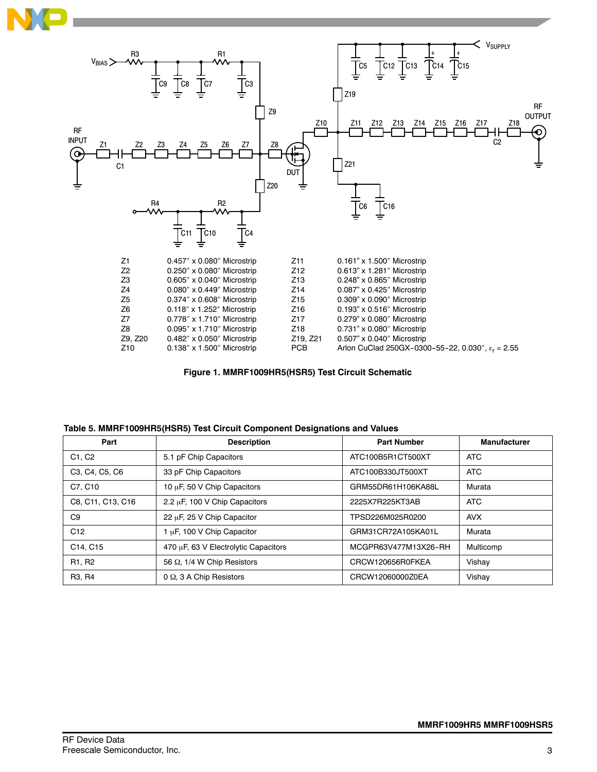| | | | |
|---|---|---|---|
| Z1 | 0.457″ x 0.080″ Microstrip | Z11 | 0.161″ x 1.500″ Microstrip |
| Z2 | 0.250″ x 0.080″ Microstrip | Z12 | 0.613″ x 1.281″ Microstrip |
| Z3 | 0.605″ x 0.040″ Microstrip | Z13 | 0.248″ x 0.865″ Microstrip |
| Z4 | 0.080″ x 0.449″ Microstrip | Z14 | 0.087″ x 0.425″ Microstrip |
| Z5 | 0.374″ x 0.608″ Microstrip | Z15 | 0.309″ x 0.090″ Microstrip |
| Z6 | 0.118″ x 1.252″ Microstrip | Z16 | 0.193″ x 0.516″ Microstrip |
| Z7 | 0.778″ x 1.710″ Microstrip | Z17 | 0.279″ x 0.080″ Microstrip |
| Z8 | 0.095″ x 1.710″ Microstrip | Z18 | 0.731″ x 0.080″ Microstrip |
| Z9, Z20 | 0.482″ x 0.050″ Microstrip | Z19, Z21 | 0.507″ x 0.040″ Microstrip |
| Z10 | 0.138″ x 1.500″ Microstrip | PCB | Arlon CuClad 250GX-0300-55-22, 0.030″, $\varepsilon_r$ = 2.55 |

**Figure 1. MMRF1009HR5(HSR5) Test Circuit Schematic**

**Table 5. MMRF1009HR5(HSR5) Test Circuit Component Designations and Values**

| Part | Description | Part Number | Manufacturer |
|---|---|---|---|
| C1, C2 | 5.1 pF Chip Capacitors | ATC100B5R1CT500XT | ATC |
| C3, C4, C5, C6 | 33 pF Chip Capacitors | ATC100B330JT500XT | ATC |
| C7, C10 | 10 μF, 50 V Chip Capacitors | GRM55DR61H106KA88L | Murata |
| C8, C11, C13, C16 | 2.2 μF, 100 V Chip Capacitors | 2225X7R225KT3AB | ATC |
| C9 | 22 μF, 25 V Chip Capacitor | TPSD226M025R0200 | AVX |
| C12 | 1 μF, 100 V Chip Capacitor | GRM31CR72A105KA01L | Murata |
| C14, C15 | 470 μF, 63 V Electrolytic Capacitors | MCGPR63V477M13X26-RH | Multicomp |
| R1, R2 | 56 Ω, 1/4 W Chip Resistors | CRCW120656R0FKEA | Vishay |
| R3, R4 | 0 Ω, 3 A Chip Resistors | CRCW12060000Z0EA | Vishay |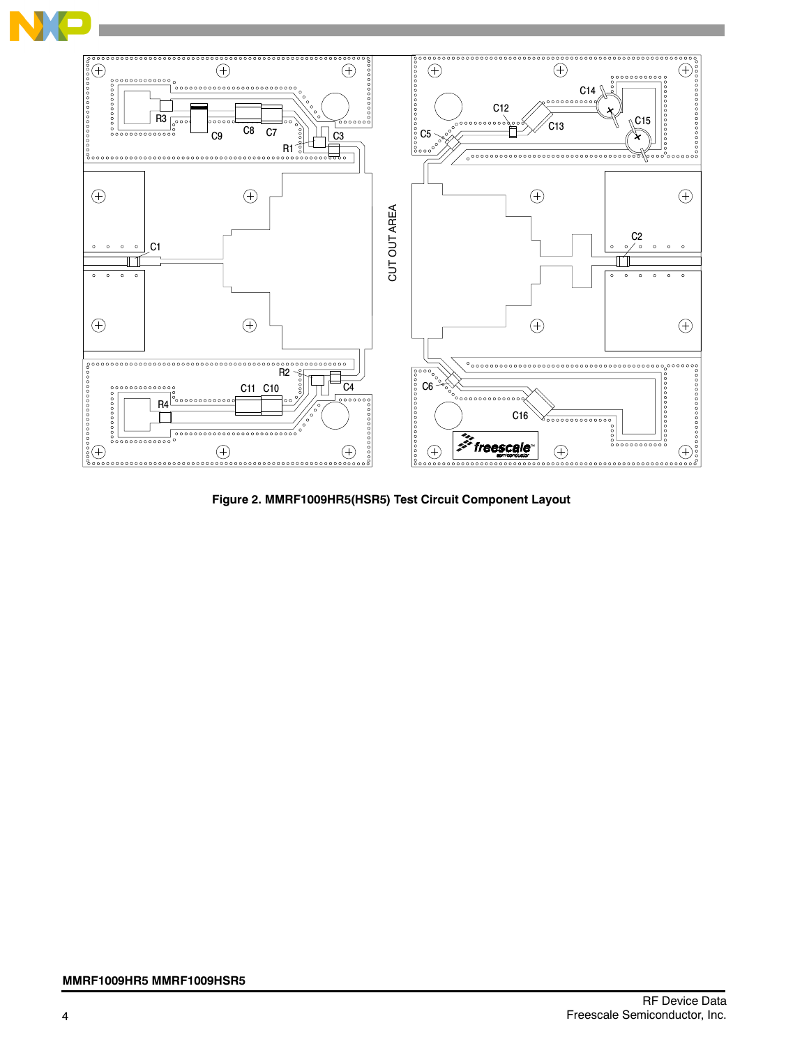Figure 2. MMRF1009HR5(HSR5) Test Circuit Component Layout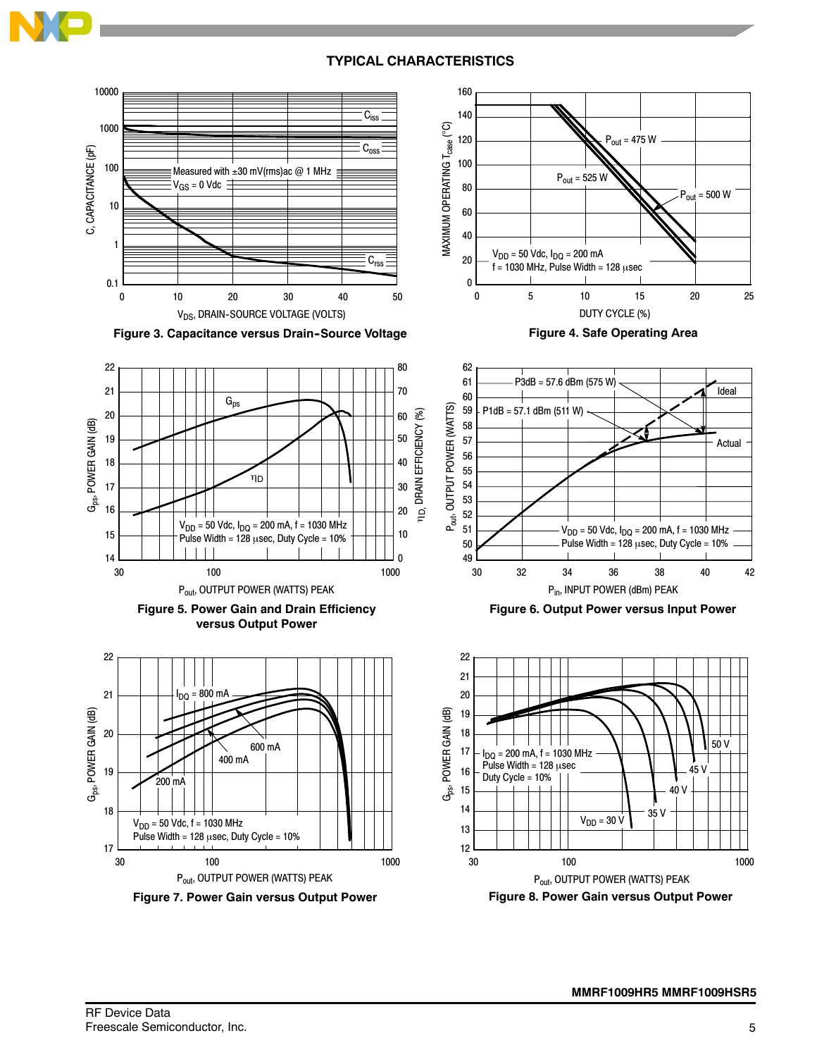## TYPICAL CHARACTERISTICS

Measured with ±30 mV(rms)ac @ 1 MHz
$V_{GS}$ = 0 Vdc

$C_{iss}$

$C_{oss}$

$C_{rss}$

C, CAPACITANCE (pF)

$V_{DS}$, DRAIN-SOURCE VOLTAGE (VOLTS)

**Figure 3. Capacitance versus Drain-Source Voltage**

$P_{out}$ = 475 W

$P_{out}$ = 525 W

$P_{out}$ = 500 W

$V_{DD}$ = 50 Vdc, $I_{DQ}$ = 200 mA
f = 1030 MHz, Pulse Width = 128 μsec

MAXIMUM OPERATING $T_{case}$ (°C)

DUTY CYCLE (%)

**Figure 4. Safe Operating Area**

$G_{ps}$

$\eta_D$

$V_{DD}$ = 50 Vdc, $I_{DQ}$ = 200 mA, f = 1030 MHz
Pulse Width = 128 μsec, Duty Cycle = 10%

$G_{ps}$, POWER GAIN (dB)

$\eta_D$, DRAIN EFFICIENCY (%)

$P_{out}$, OUTPUT POWER (WATTS) PEAK

**Figure 5. Power Gain and Drain Efficiency versus Output Power**

P3dB = 57.6 dBm (575 W)

P1dB = 57.1 dBm (511 W)

Ideal

Actual

$V_{DD}$ = 50 Vdc, $I_{DQ}$ = 200 mA, f = 1030 MHz
Pulse Width = 128 μsec, Duty Cycle = 10%

$P_{out}$, OUTPUT POWER (WATTS)

$P_{in}$, INPUT POWER (dBm) PEAK

**Figure 6. Output Power versus Input Power**

$I_{DQ}$ = 800 mA

600 mA

400 mA

200 mA

$V_{DD}$ = 50 Vdc, f = 1030 MHz
Pulse Width = 128 μsec, Duty Cycle = 10%

$G_{ps}$, POWER GAIN (dB)

$P_{out}$, OUTPUT POWER (WATTS) PEAK

**Figure 7. Power Gain versus Output Power**

$I_{DQ}$ = 200 mA, f = 1030 MHz
Pulse Width = 128 μsec
Duty Cycle = 10%

50 V

45 V

40 V

35 V

$V_{DD}$ = 30 V

$G_{ps}$, POWER GAIN (dB)

$P_{out}$, OUTPUT POWER (WATTS) PEAK

**Figure 8. Power Gain versus Output Power**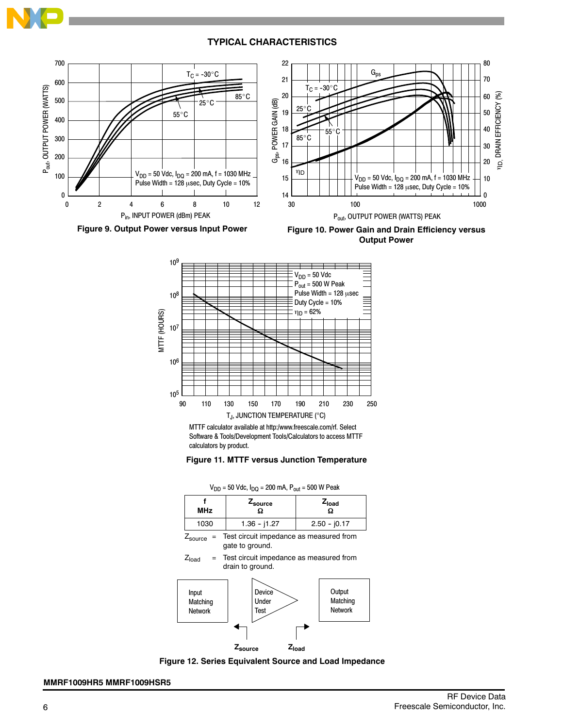## TYPICAL CHARACTERISTICS

Figure 9. Output Power versus Input Power

Figure 10. Power Gain and Drain Efficiency versus Output Power

MTTF calculator available at http:/www.freescale.com/rf. Select Software & Tools/Development Tools/Calculators to access MTTF calculators by product.

Figure 11. MTTF versus Junction Temperature

$V_{DD}$ = 50 Vdc, $I_{DQ}$ = 200 mA, $P_{out}$ = 500 W Peak

| f MHz | $Z_{source}$ Ω | $Z_{load}$ Ω |
|---|---|---|
| 1030 | 1.36 - j1.27 | 2.50 - j0.17 |

$Z_{source}$ = Test circuit impedance as measured from gate to ground.

$Z_{load}$ = Test circuit impedance as measured from drain to ground.

Figure 12. Series Equivalent Source and Load Impedance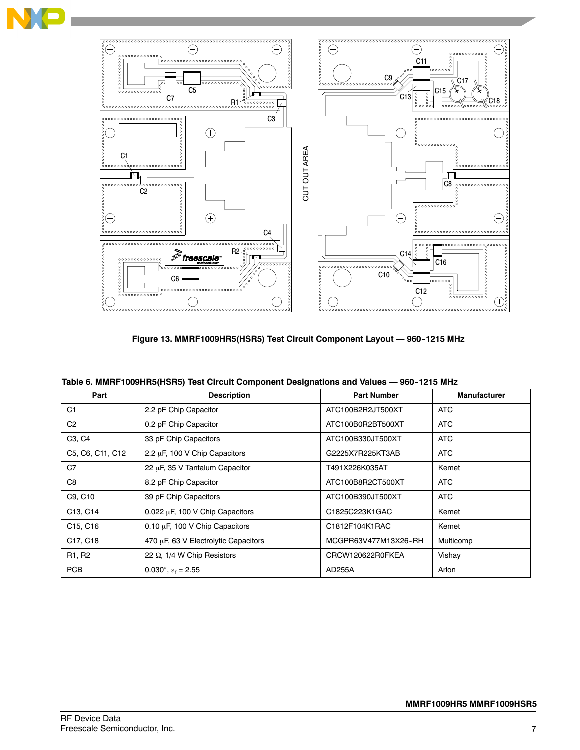Figure 13. MMRF1009HR5(HSR5) Test Circuit Component Layout — 960-1215 MHz

**Table 6. MMRF1009HR5(HSR5) Test Circuit Component Designations and Values — 960-1215 MHz**

| Part | Description | Part Number | Manufacturer |
|---|---|---|---|
| C1 | 2.2 pF Chip Capacitor | ATC100B2R2JT500XT | ATC |
| C2 | 0.2 pF Chip Capacitor | ATC100B0R2BT500XT | ATC |
| C3, C4 | 33 pF Chip Capacitors | ATC100B330JT500XT | ATC |
| C5, C6, C11, C12 | 2.2 μF, 100 V Chip Capacitors | G2225X7R225KT3AB | ATC |
| C7 | 22 μF, 35 V Tantalum Capacitor | T491X226K035AT | Kemet |
| C8 | 8.2 pF Chip Capacitor | ATC100B8R2CT500XT | ATC |
| C9, C10 | 39 pF Chip Capacitors | ATC100B390JT500XT | ATC |
| C13, C14 | 0.022 μF, 100 V Chip Capacitors | C1825C223K1GAC | Kemet |
| C15, C16 | 0.10 μF, 100 V Chip Capacitors | C1812F104K1RAC | Kemet |
| C17, C18 | 470 μF, 63 V Electrolytic Capacitors | MCGPR63V477M13X26-RH | Multicomp |
| R1, R2 | 22 Ω, 1/4 W Chip Resistors | CRCW120622R0FKEA | Vishay |
| PCB | 0.030″, $\varepsilon_r$ = 2.55 | AD255A | Arlon |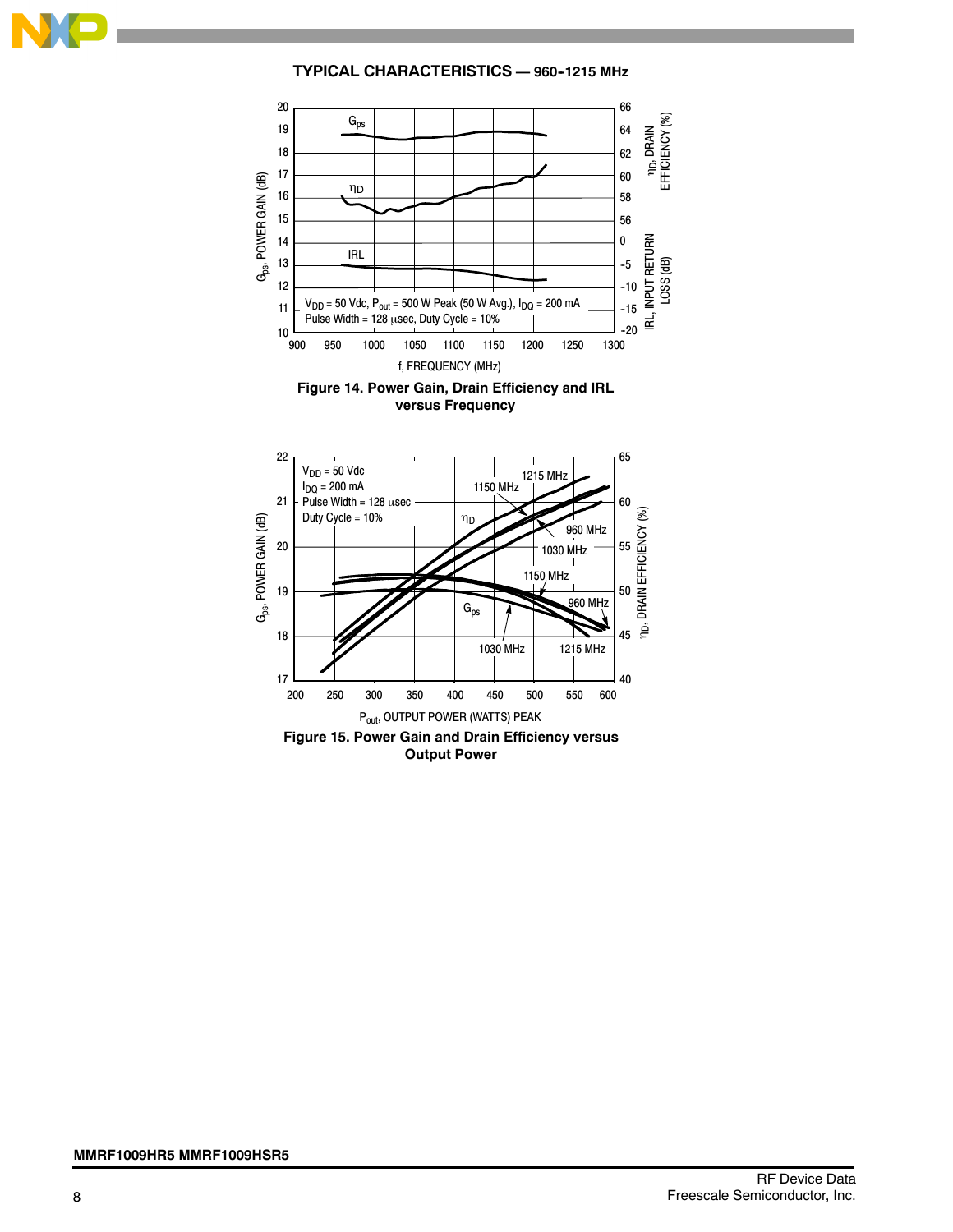## TYPICAL CHARACTERISTICS — 960-1215 MHz

**Figure 14. Power Gain, Drain Efficiency and IRL versus Frequency**

**Figure 15. Power Gain and Drain Efficiency versus Output Power**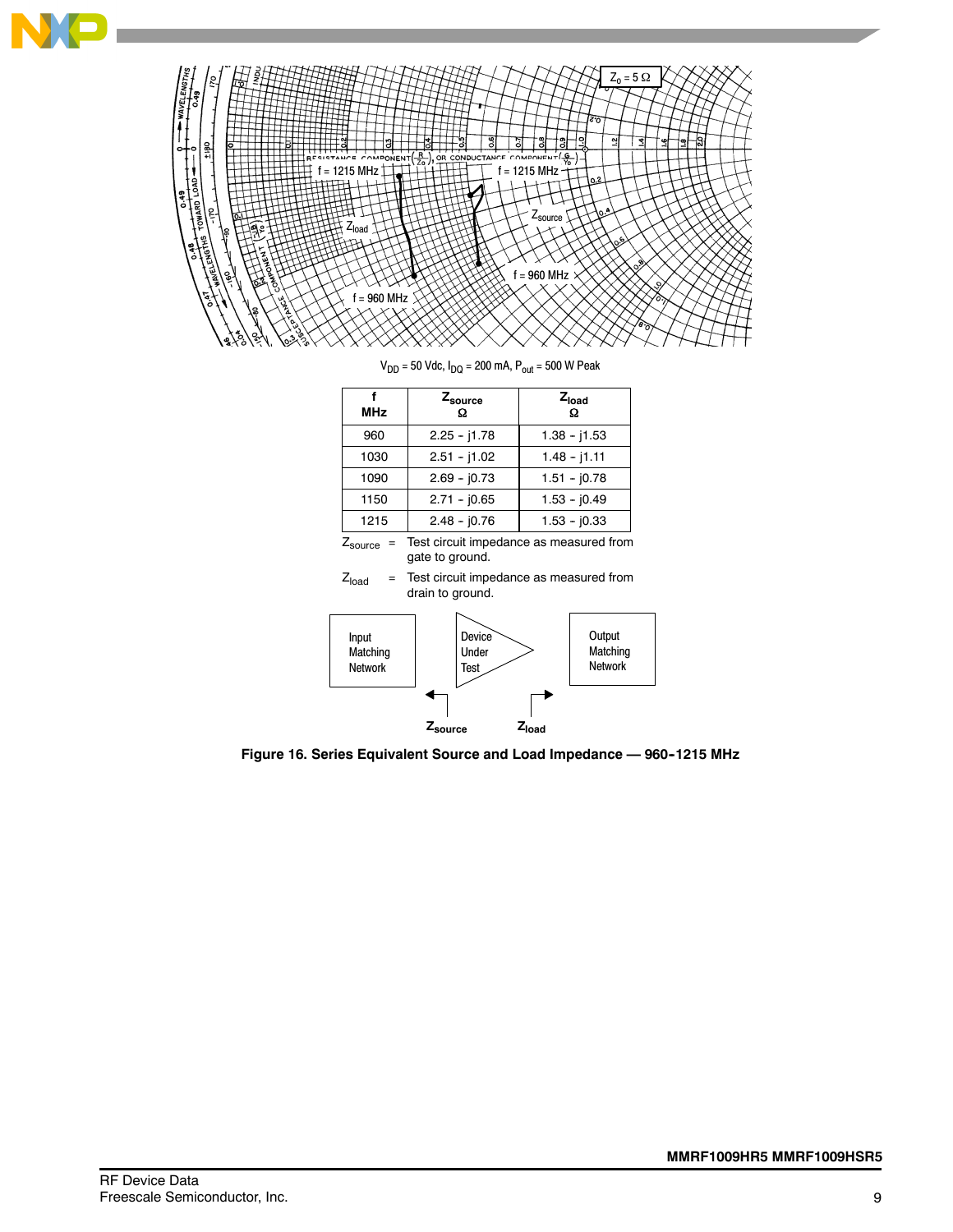$V_{DD}$ = 50 Vdc, $I_{DQ}$ = 200 mA, $P_{out}$ = 500 W Peak

| f<br>MHz | $Z_{source}$<br>Ω | $Z_{load}$<br>Ω |
|---|---|---|
| 960 | 2.25 - j1.78 | 1.38 - j1.53 |
| 1030 | 2.51 - j1.02 | 1.48 - j1.11 |
| 1090 | 2.69 - j0.73 | 1.51 - j0.78 |
| 1150 | 2.71 - j0.65 | 1.53 - j0.49 |
| 1215 | 2.48 - j0.76 | 1.53 - j0.33 |

$Z_{source}$ = Test circuit impedance as measured from gate to ground.

$Z_{load}$ = Test circuit impedance as measured from drain to ground.

**Figure 16. Series Equivalent Source and Load Impedance — 960-1215 MHz**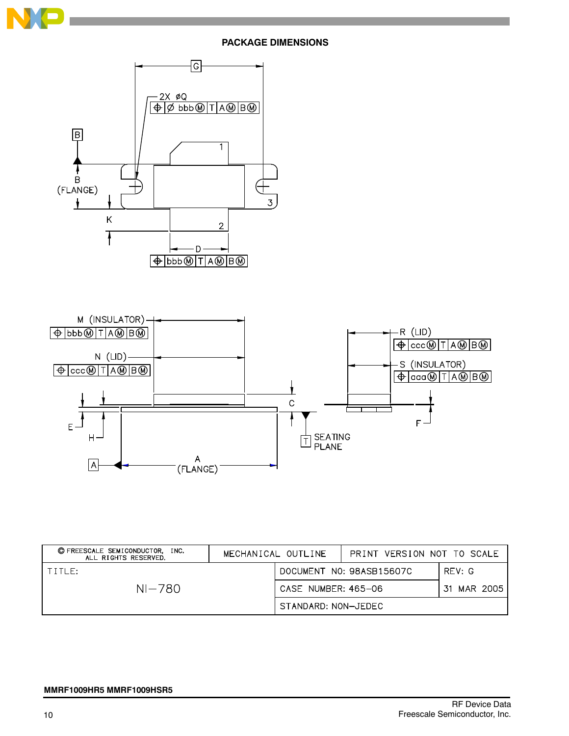## PACKAGE DIMENSIONS

| © FREESCALE SEMICONDUCTOR, INC. ALL RIGHTS RESERVED. | MECHANICAL OUTLINE | PRINT VERSION NOT TO SCALE |
|---|---|---|
| TITLE: NI–780 | DOCUMENT NO: 98ASB15607C | REV: G |
| | CASE NUMBER: 465–06 | 31 MAR 2005 |
| | STANDARD: NON–JEDEC | |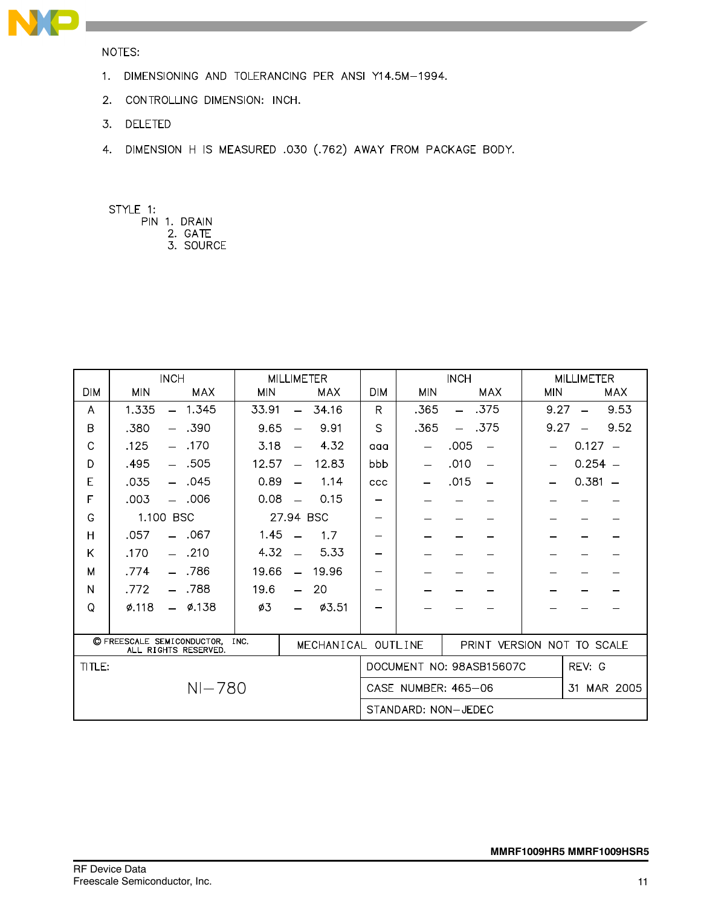NOTES:

1. DIMENSIONING AND TOLERANCING PER ANSI Y14.5M−1994.
2. CONTROLLING DIMENSION: INCH.
3. DELETED
4. DIMENSION H IS MEASURED .030 (.762) AWAY FROM PACKAGE BODY.

STYLE 1:
PIN 1. DRAIN
2. GATE
3. SOURCE

| DIM | INCH | | MILLIMETER | | DIM | INCH | | MILLIMETER | |
|---|---|---|---|---|---|---|---|---|---|
| | MIN | MAX | MIN | MAX | | MIN | MAX | MIN | MAX |
| A | 1.335 | 1.345 | 33.91 | 34.16 | R | .365 | .375 | 9.27 | 9.53 |
| B | .380 | .390 | 9.65 | 9.91 | S | .365 | .375 | 9.27 | 9.52 |
| C | .125 | .170 | 3.18 | 4.32 | aaa | — | .005 | — | 0.127 |
| D | .495 | .505 | 12.57 | 12.83 | bbb | — | .010 | — | 0.254 |
| E | .035 | .045 | 0.89 | 1.14 | ccc | — | .015 | — | 0.381 |
| F | .003 | .006 | 0.08 | 0.15 | — | — | — | — | — |
| G | 1.100 BSC | | 27.94 BSC | | — | — | — | — | — |
| H | .057 | .067 | 1.45 | 1.7 | — | — | — | — | — |
| K | .170 | .210 | 4.32 | 5.33 | — | — | — | — | — |
| M | .774 | .786 | 19.66 | 19.96 | — | — | — | — | — |
| N | .772 | .788 | 19.6 | 20 | — | — | — | — | — |
| Q | ø.118 | ø.138 | ø3 | ø3.51 | — | — | — | — | — |

| © FREESCALE SEMICONDUCTOR, INC. ALL RIGHTS RESERVED. | MECHANICAL OUTLINE | PRINT VERSION NOT TO SCALE |
|---|---|---|
| TITLE: NI−780 | DOCUMENT NO: 98ASB15607C | REV: G |
| | CASE NUMBER: 465−06 | 31 MAR 2005 |
| | STANDARD: NON−JEDEC | |

MMRF1009HR5 MMRF1009HSR5

RF Device Data
Freescale Semiconductor, Inc.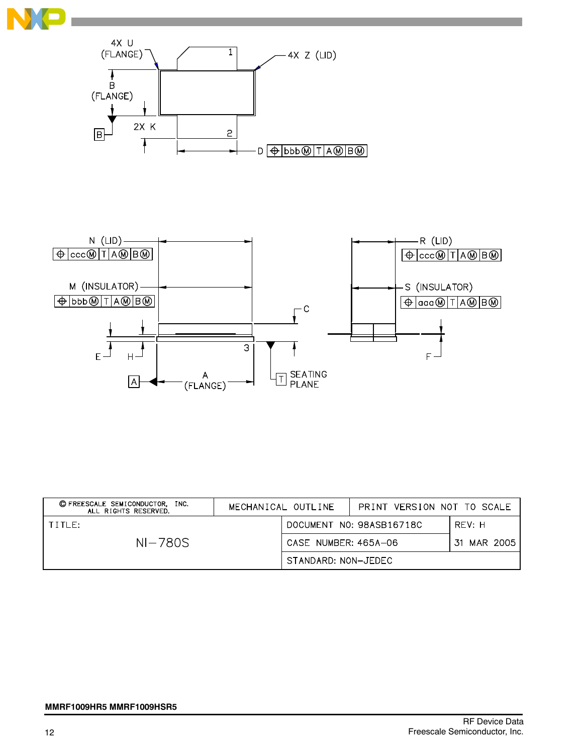4X U (FLANGE)

4X Z (LID)

B (FLANGE)

2X K

D

N (LID)

R (LID)

M (INSULATOR)

S (INSULATOR)

C

E

H

A (FLANGE)

SEATING PLANE

F

| © FREESCALE SEMICONDUCTOR, INC. ALL RIGHTS RESERVED. | MECHANICAL OUTLINE | PRINT VERSION NOT TO SCALE |
|---|---|---|
| TITLE: NI–780S | DOCUMENT NO: 98ASB16718C | REV: H |
| | CASE NUMBER: 465A–06 | 31 MAR 2005 |
| | STANDARD: NON–JEDEC | |

**MMRF1009HR5 MMRF1009HSR5**

RF Device Data
Freescale Semiconductor, Inc.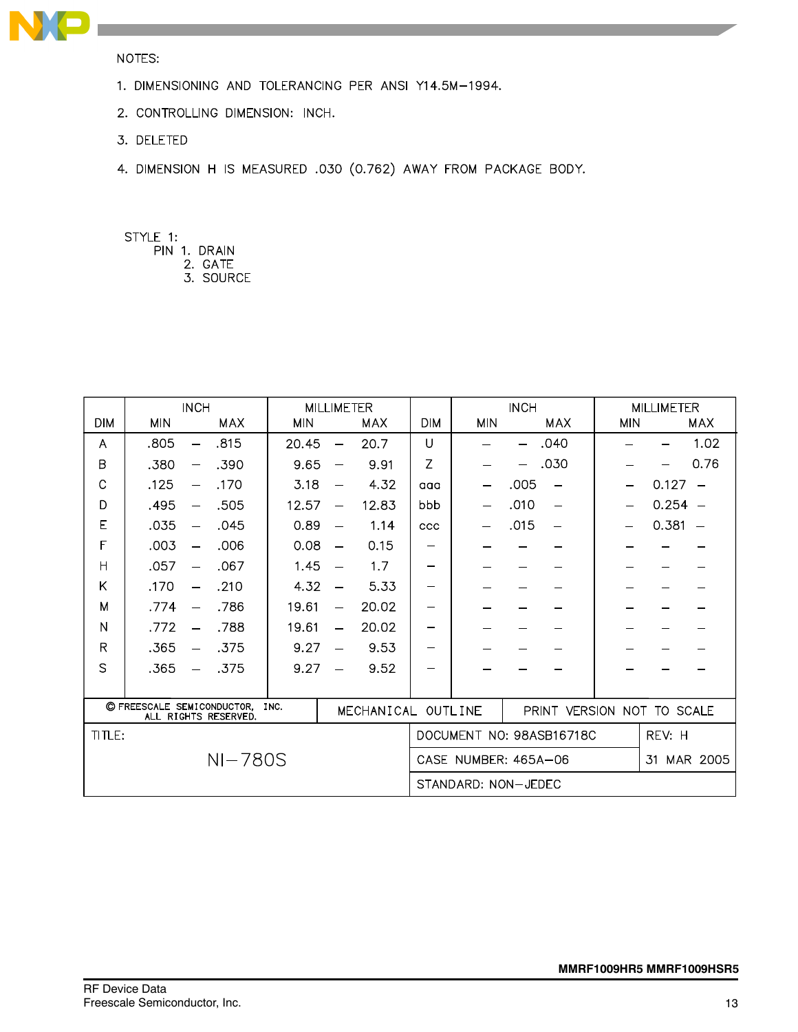NOTES:

1. DIMENSIONING AND TOLERANCING PER ANSI Y14.5M–1994.
2. CONTROLLING DIMENSION: INCH.
3. DELETED
4. DIMENSION H IS MEASURED .030 (0.762) AWAY FROM PACKAGE BODY.

STYLE 1:
PIN 1. DRAIN
2. GATE
3. SOURCE

| DIM | INCH | | MILLIMETER | | DIM | INCH | | MILLIMETER | |
|---|---|---|---|---|---|---|---|---|---|
| | MIN | MAX | MIN | MAX | | MIN | MAX | MIN | MAX |
| A | .805 | .815 | 20.45 | 20.7 | U | — | .040 | — | 1.02 |
| B | .380 | .390 | 9.65 | 9.91 | Z | — | .030 | — | 0.76 |
| C | .125 | .170 | 3.18 | 4.32 | aaa | .005 | | 0.127 | |
| D | .495 | .505 | 12.57 | 12.83 | bbb | .010 | | 0.254 | |
| E | .035 | .045 | 0.89 | 1.14 | ccc | .015 | | 0.381 | |
| F | .003 | .006 | 0.08 | 0.15 | — | — | — | — | — |
| H | .057 | .067 | 1.45 | 1.7 | — | — | — | — | — |
| K | .170 | .210 | 4.32 | 5.33 | — | — | — | — | — |
| M | .774 | .786 | 19.61 | 20.02 | — | — | — | — | — |
| N | .772 | .788 | 19.61 | 20.02 | — | — | — | — | — |
| R | .365 | .375 | 9.27 | 9.53 | — | — | — | — | — |
| S | .365 | .375 | 9.27 | 9.52 | — | — | — | — | — |

| © FREESCALE SEMICONDUCTOR, INC. ALL RIGHTS RESERVED. | MECHANICAL OUTLINE | PRINT VERSION NOT TO SCALE |
|---|---|---|
| TITLE: NI–780S | DOCUMENT NO: 98ASB16718C | REV: H |
| | CASE NUMBER: 465A–06 | 31 MAR 2005 |
| | STANDARD: NON–JEDEC | |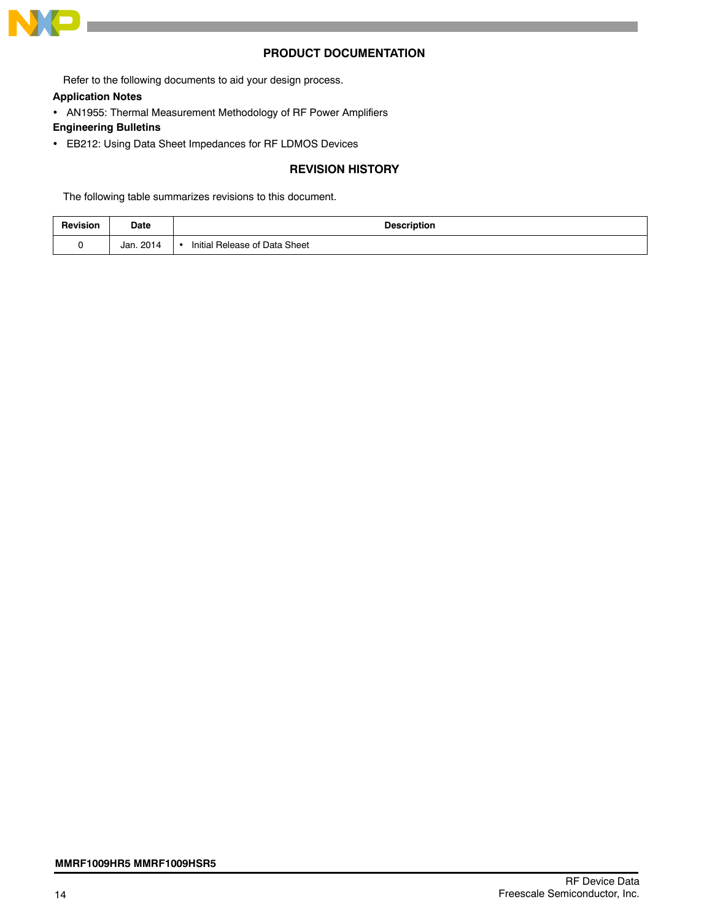## PRODUCT DOCUMENTATION

Refer to the following documents to aid your design process.

**Application Notes**

- AN1955: Thermal Measurement Methodology of RF Power Amplifiers

**Engineering Bulletins**

- EB212: Using Data Sheet Impedances for RF LDMOS Devices

## REVISION HISTORY

The following table summarizes revisions to this document.

| Revision | Date | Description |
|---|---|---|
| 0 | Jan. 2014 | • Initial Release of Data Sheet |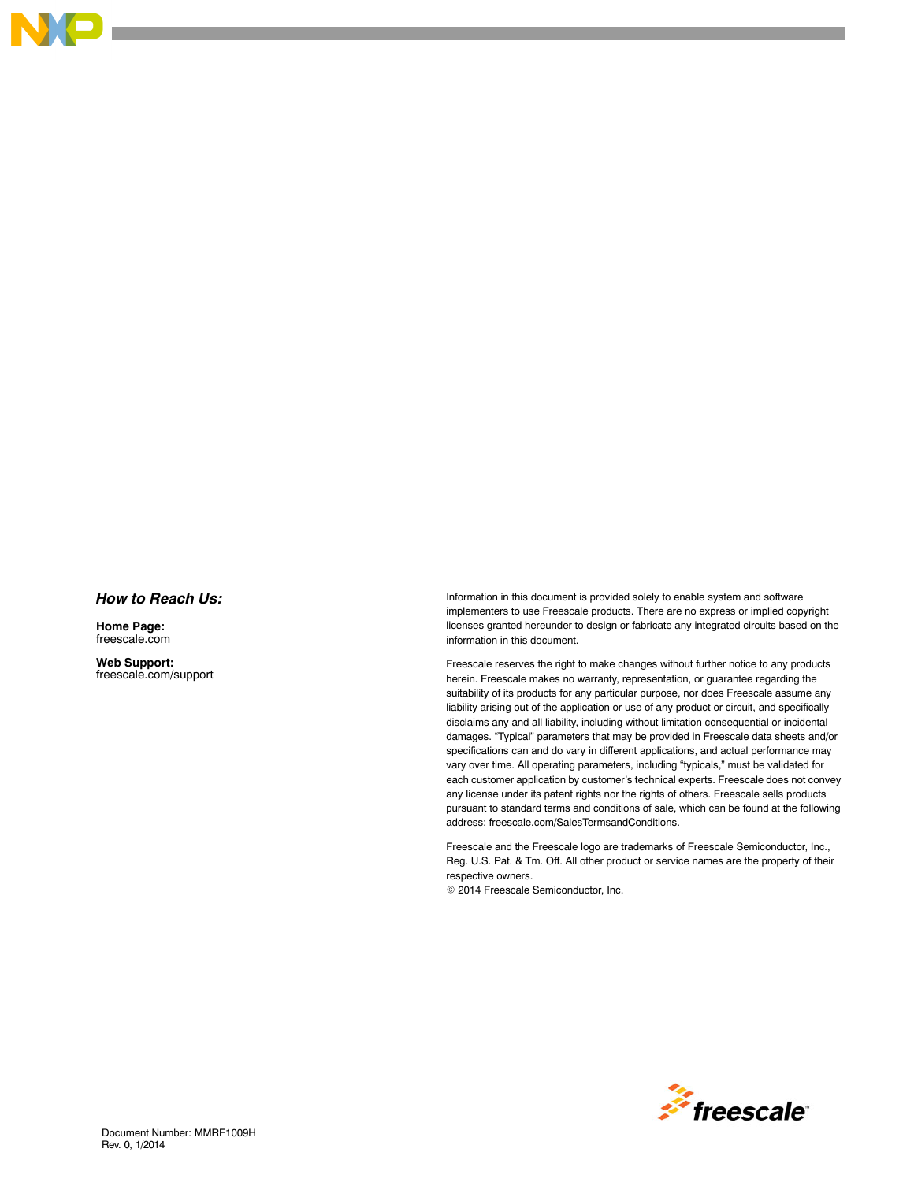*How to Reach Us:*

**Home Page:**
freescale.com

**Web Support:**
freescale.com/support

Information in this document is provided solely to enable system and software implementers to use Freescale products. There are no express or implied copyright licenses granted hereunder to design or fabricate any integrated circuits based on the information in this document.

Freescale reserves the right to make changes without further notice to any products herein. Freescale makes no warranty, representation, or guarantee regarding the suitability of its products for any particular purpose, nor does Freescale assume any liability arising out of the application or use of any product or circuit, and specifically disclaims any and all liability, including without limitation consequential or incidental damages. "Typical" parameters that may be provided in Freescale data sheets and/or specifications can and do vary in different applications, and actual performance may vary over time. All operating parameters, including "typicals," must be validated for each customer application by customer's technical experts. Freescale does not convey any license under its patent rights nor the rights of others. Freescale sells products pursuant to standard terms and conditions of sale, which can be found at the following address: freescale.com/SalesTermsandConditions.

Freescale and the Freescale logo are trademarks of Freescale Semiconductor, Inc., Reg. U.S. Pat. & Tm. Off. All other product or service names are the property of their respective owners.
© 2014 Freescale Semiconductor, Inc.

Document Number: MMRF1009H
Rev. 0, 1/2014